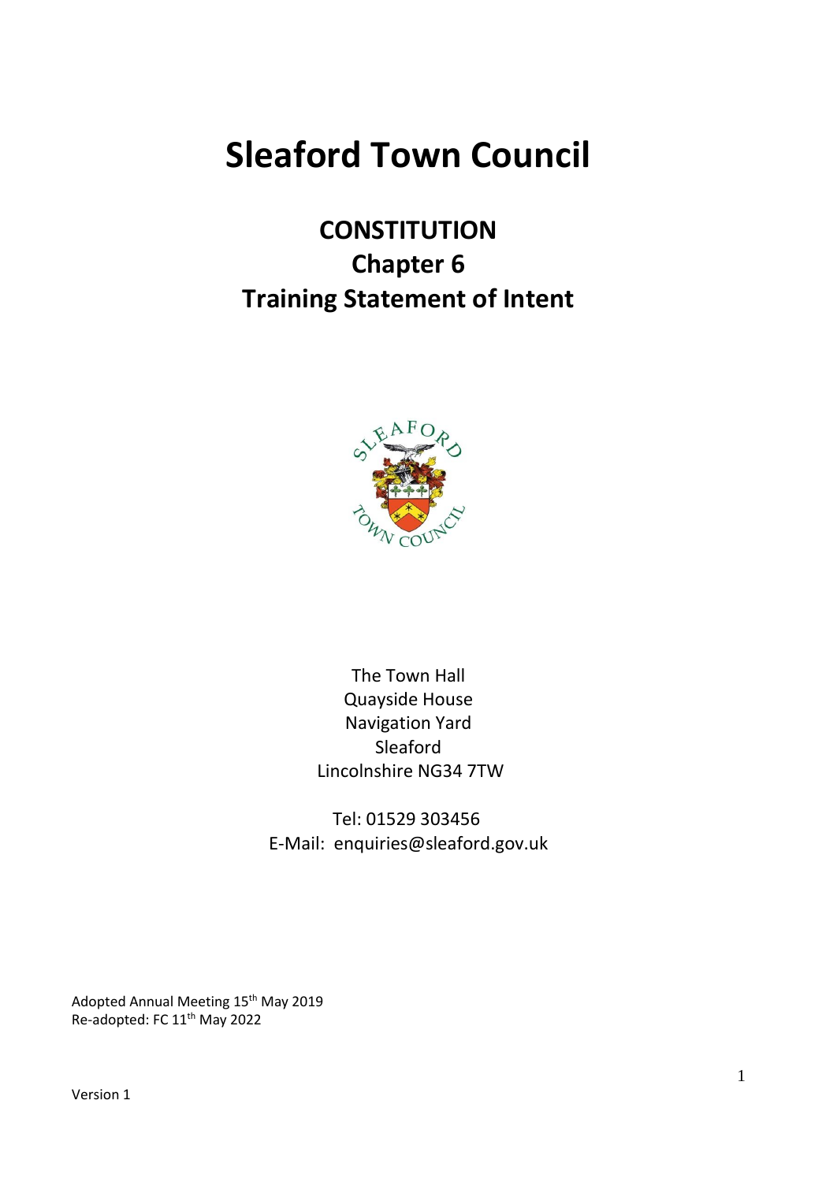# Sleaford Town Council

## CONSTITUTION
## Chapter 6
## Training Statement of Intent

The Town Hall
Quayside House
Navigation Yard
Sleaford
Lincolnshire NG34 7TW

Tel: 01529 303456
E-Mail: enquiries@sleaford.gov.uk

Adopted Annual Meeting 15th May 2019
Re-adopted: FC 11th May 2022

Version 1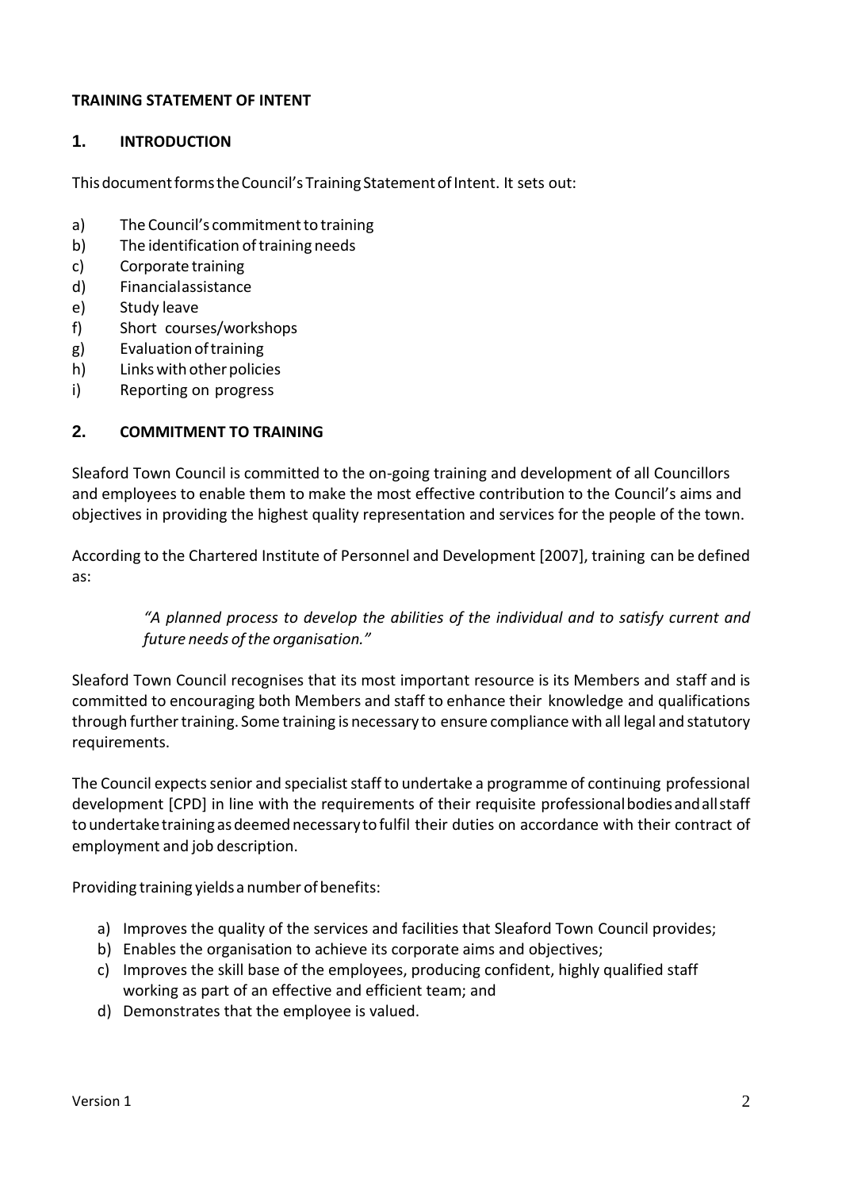**TRAINING STATEMENT OF INTENT**

## 1. INTRODUCTION

This document forms the Council's Training Statement of Intent. It sets out:

a) The Council's commitment to training
b) The identification of training needs
c) Corporate training
d) Financial assistance
e) Study leave
f) Short courses/workshops
g) Evaluation of training
h) Links with other policies
i) Reporting on progress

## 2. COMMITMENT TO TRAINING

Sleaford Town Council is committed to the on-going training and development of all Councillors and employees to enable them to make the most effective contribution to the Council's aims and objectives in providing the highest quality representation and services for the people of the town.

According to the Chartered Institute of Personnel and Development [2007], training can be defined as:

> *"A planned process to develop the abilities of the individual and to satisfy current and future needs of the organisation."*

Sleaford Town Council recognises that its most important resource is its Members and staff and is committed to encouraging both Members and staff to enhance their knowledge and qualifications through further training. Some training is necessary to ensure compliance with all legal and statutory requirements.

The Council expects senior and specialist staff to undertake a programme of continuing professional development [CPD] in line with the requirements of their requisite professional bodies and all staff to undertake training as deemed necessary to fulfil their duties on accordance with their contract of employment and job description.

Providing training yields a number of benefits:

a) Improves the quality of the services and facilities that Sleaford Town Council provides;
b) Enables the organisation to achieve its corporate aims and objectives;
c) Improves the skill base of the employees, producing confident, highly qualified staff working as part of an effective and efficient team; and
d) Demonstrates that the employee is valued.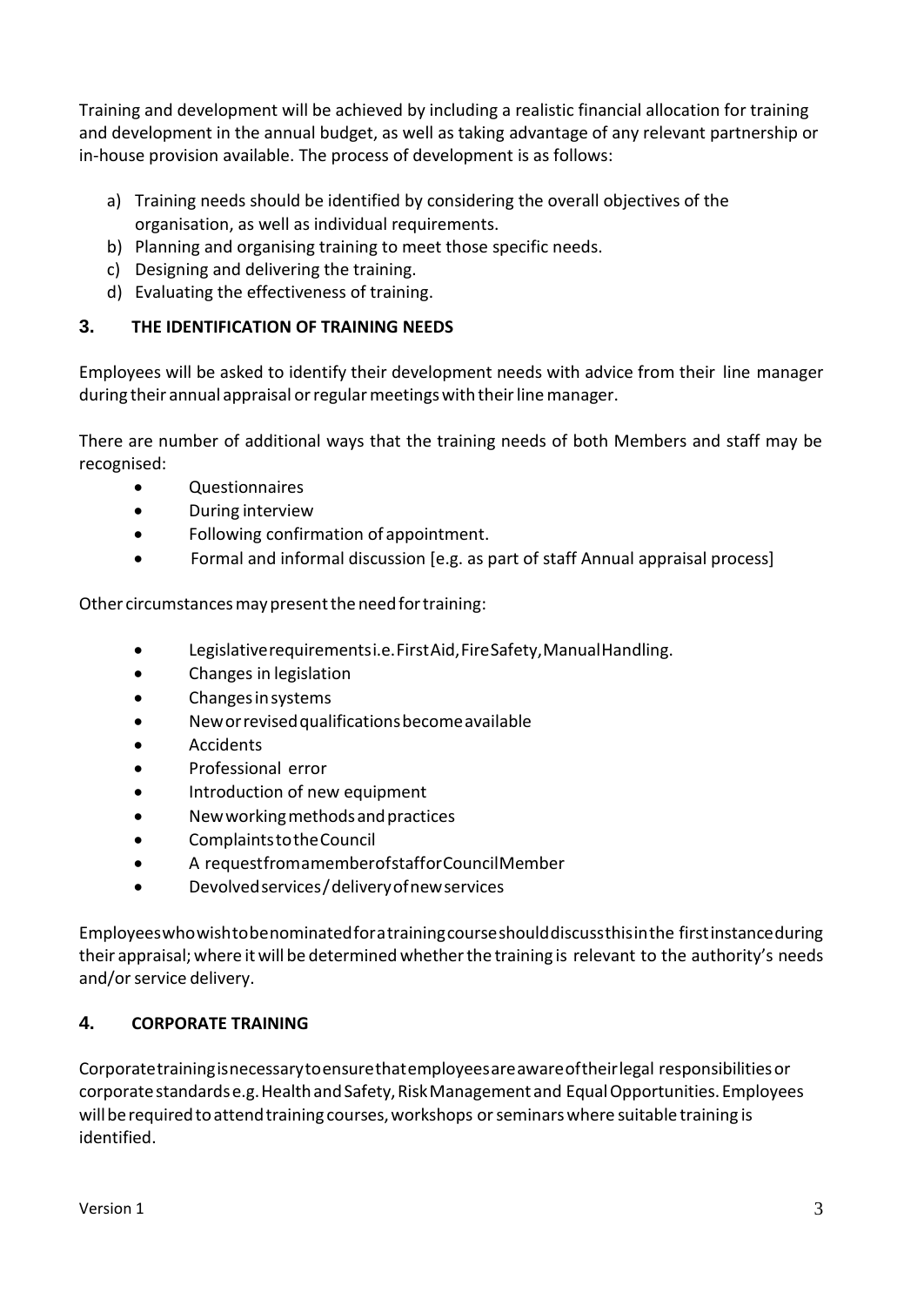Training and development will be achieved by including a realistic financial allocation for training and development in the annual budget, as well as taking advantage of any relevant partnership or in-house provision available. The process of development is as follows:

a) Training needs should be identified by considering the overall objectives of the organisation, as well as individual requirements.
b) Planning and organising training to meet those specific needs.
c) Designing and delivering the training.
d) Evaluating the effectiveness of training.

## 3. THE IDENTIFICATION OF TRAINING NEEDS

Employees will be asked to identify their development needs with advice from their line manager during their annual appraisal or regular meetings with their line manager.

There are number of additional ways that the training needs of both Members and staff may be recognised:

- Questionnaires
- During interview
- Following confirmation of appointment.
- Formal and informal discussion [e.g. as part of staff Annual appraisal process]

Other circumstances may present the need for training:

- Legislative requirements i.e. First Aid, Fire Safety, Manual Handling.
- Changes in legislation
- Changes in systems
- New or revised qualifications become available
- Accidents
- Professional error
- Introduction of new equipment
- New working methods and practices
- Complaints to the Council
- A request from a member of staff or Council Member
- Devolved services / delivery of new services

Employees who wish to be nominated for a training course should discuss this in the first instance during their appraisal; where it will be determined whether the training is relevant to the authority's needs and/or service delivery.

## 4. CORPORATE TRAINING

Corporate training is necessary to ensure that employees are aware of their legal responsibilities or corporate standards e.g. Health and Safety, Risk Management and Equal Opportunities. Employees will be required to attend training courses, workshops or seminars where suitable training is identified.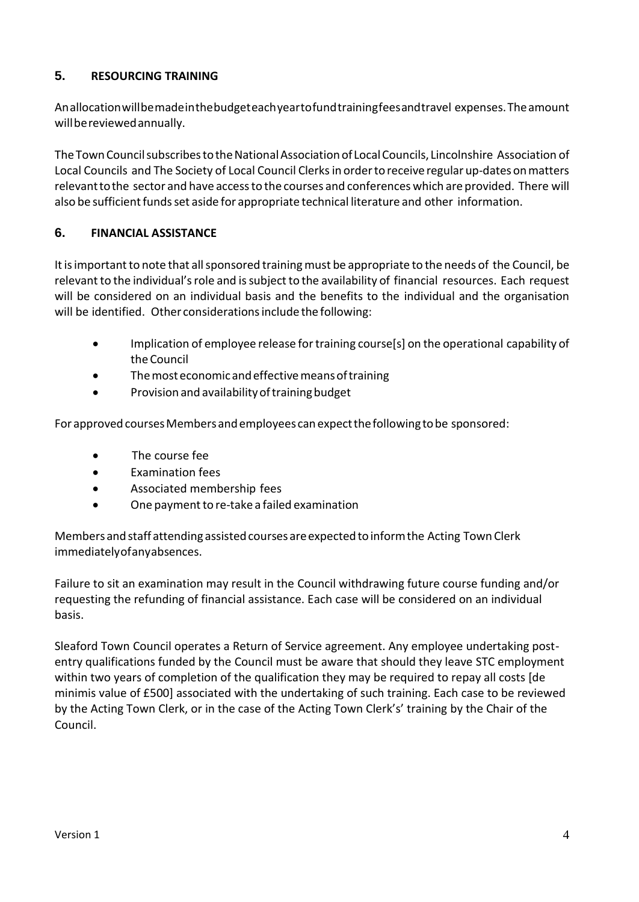## 5. RESOURCING TRAINING

An allocation will be made in the budget each year to fund training fees and travel expenses. The amount will be reviewed annually.

The Town Council subscribes to the National Association of Local Councils, Lincolnshire Association of Local Councils and The Society of Local Council Clerks in order to receive regular up-dates on matters relevant to the sector and have access to the courses and conferences which are provided. There will also be sufficient funds set aside for appropriate technical literature and other information.

## 6. FINANCIAL ASSISTANCE

It is important to note that all sponsored training must be appropriate to the needs of the Council, be relevant to the individual's role and is subject to the availability of financial resources. Each request will be considered on an individual basis and the benefits to the individual and the organisation will be identified. Other considerations include the following:

- Implication of employee release for training course[s] on the operational capability of the Council
- The most economic and effective means of training
- Provision and availability of training budget

For approved courses Members and employees can expect the following to be sponsored:

- The course fee
- Examination fees
- Associated membership fees
- One payment to re-take a failed examination

Members and staff attending assisted courses are expected to inform the Acting Town Clerk immediately of any absences.

Failure to sit an examination may result in the Council withdrawing future course funding and/or requesting the refunding of financial assistance. Each case will be considered on an individual basis.

Sleaford Town Council operates a Return of Service agreement. Any employee undertaking post-entry qualifications funded by the Council must be aware that should they leave STC employment within two years of completion of the qualification they may be required to repay all costs [de minimis value of £500] associated with the undertaking of such training. Each case to be reviewed by the Acting Town Clerk, or in the case of the Acting Town Clerk's' training by the Chair of the Council.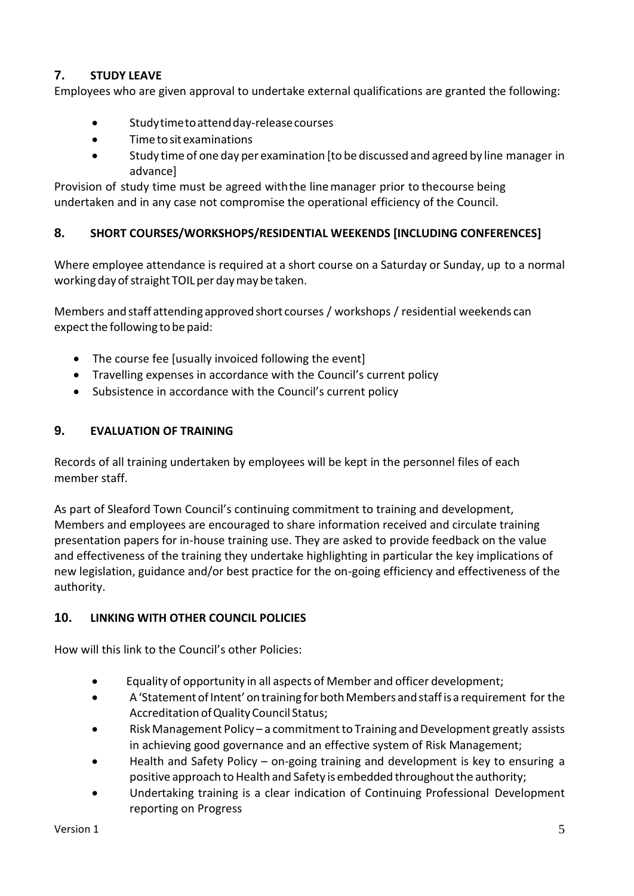## 7. STUDY LEAVE

Employees who are given approval to undertake external qualifications are granted the following:

- Study time to attend day-release courses
- Time to sit examinations
- Study time of one day per examination [to be discussed and agreed by line manager in advance]

Provision of study time must be agreed with the line manager prior to the course being undertaken and in any case not compromise the operational efficiency of the Council.

## 8. SHORT COURSES/WORKSHOPS/RESIDENTIAL WEEKENDS [INCLUDING CONFERENCES]

Where employee attendance is required at a short course on a Saturday or Sunday, up to a normal working day of straight TOIL per day may be taken.

Members and staff attending approved short courses / workshops / residential weekends can expect the following to be paid:

- The course fee [usually invoiced following the event]
- Travelling expenses in accordance with the Council's current policy
- Subsistence in accordance with the Council's current policy

## 9. EVALUATION OF TRAINING

Records of all training undertaken by employees will be kept in the personnel files of each member staff.

As part of Sleaford Town Council's continuing commitment to training and development, Members and employees are encouraged to share information received and circulate training presentation papers for in-house training use. They are asked to provide feedback on the value and effectiveness of the training they undertake highlighting in particular the key implications of new legislation, guidance and/or best practice for the on-going efficiency and effectiveness of the authority.

## 10. LINKING WITH OTHER COUNCIL POLICIES

How will this link to the Council's other Policies:

- Equality of opportunity in all aspects of Member and officer development;
- A 'Statement of Intent' on training for both Members and staff is a requirement for the Accreditation of Quality Council Status;
- Risk Management Policy – a commitment to Training and Development greatly assists in achieving good governance and an effective system of Risk Management;
- Health and Safety Policy – on-going training and development is key to ensuring a positive approach to Health and Safety is embedded throughout the authority;
- Undertaking training is a clear indication of Continuing Professional Development reporting on Progress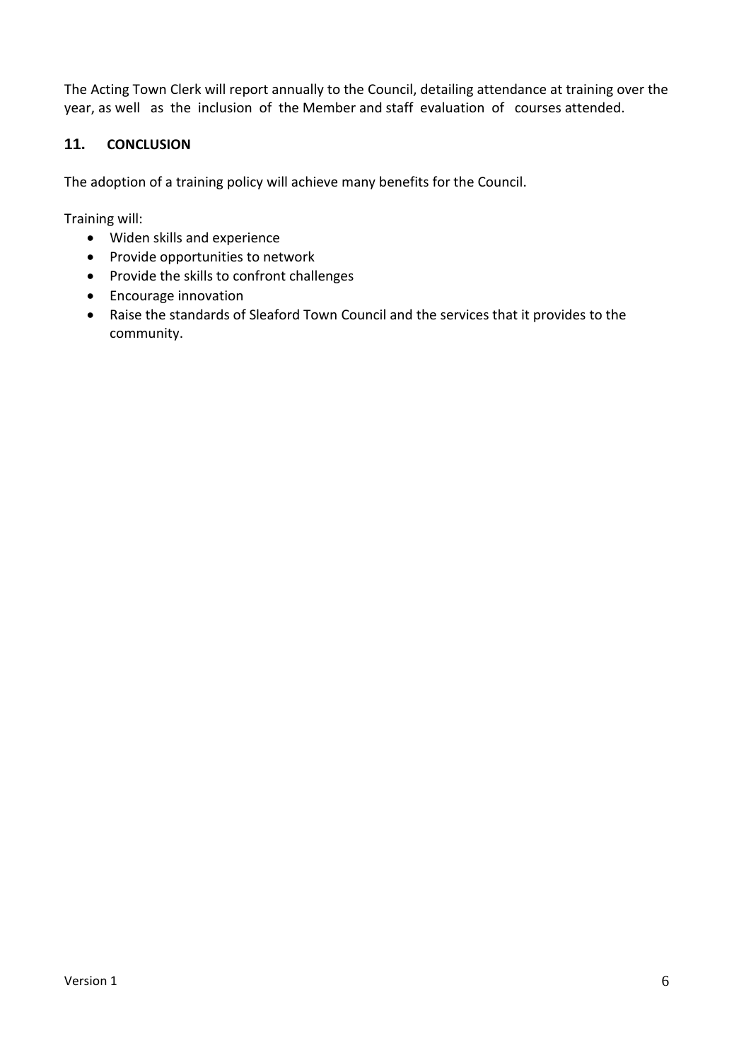The Acting Town Clerk will report annually to the Council, detailing attendance at training over the year, as well as the inclusion of the Member and staff evaluation of courses attended.

## 11. CONCLUSION

The adoption of a training policy will achieve many benefits for the Council.

Training will:

- Widen skills and experience
- Provide opportunities to network
- Provide the skills to confront challenges
- Encourage innovation
- Raise the standards of Sleaford Town Council and the services that it provides to the community.